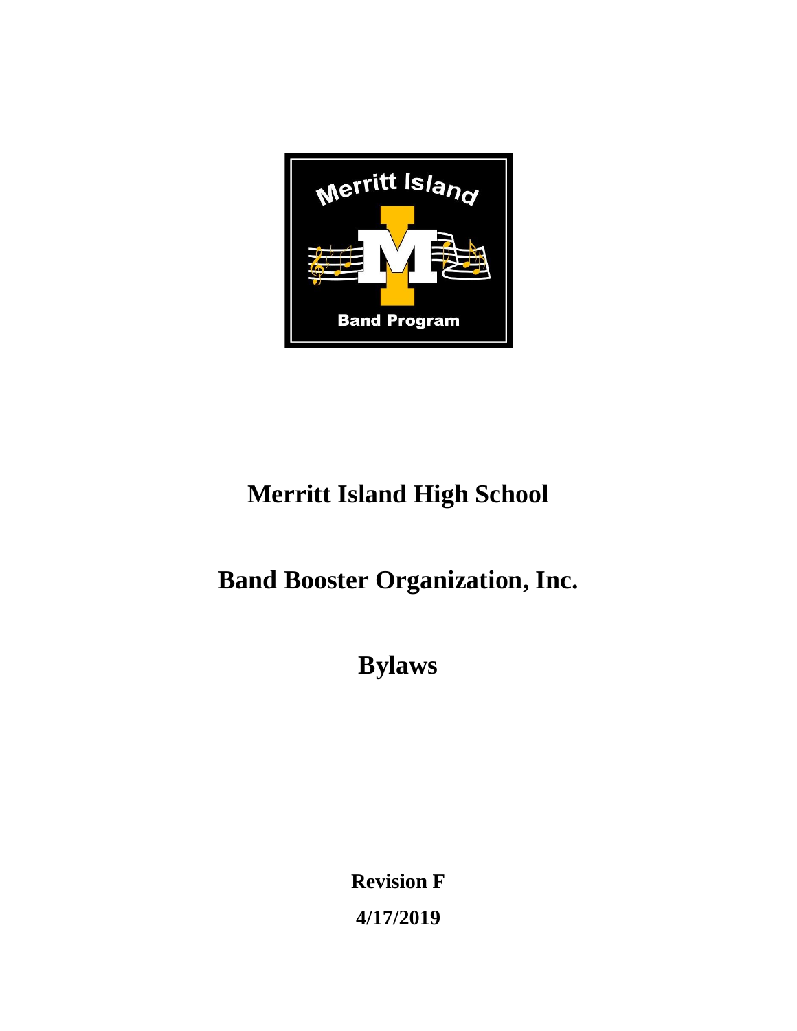# Merritt Island High School

# Band Booster Organization, Inc.

# Bylaws

**Revision F**

**4/17/2019**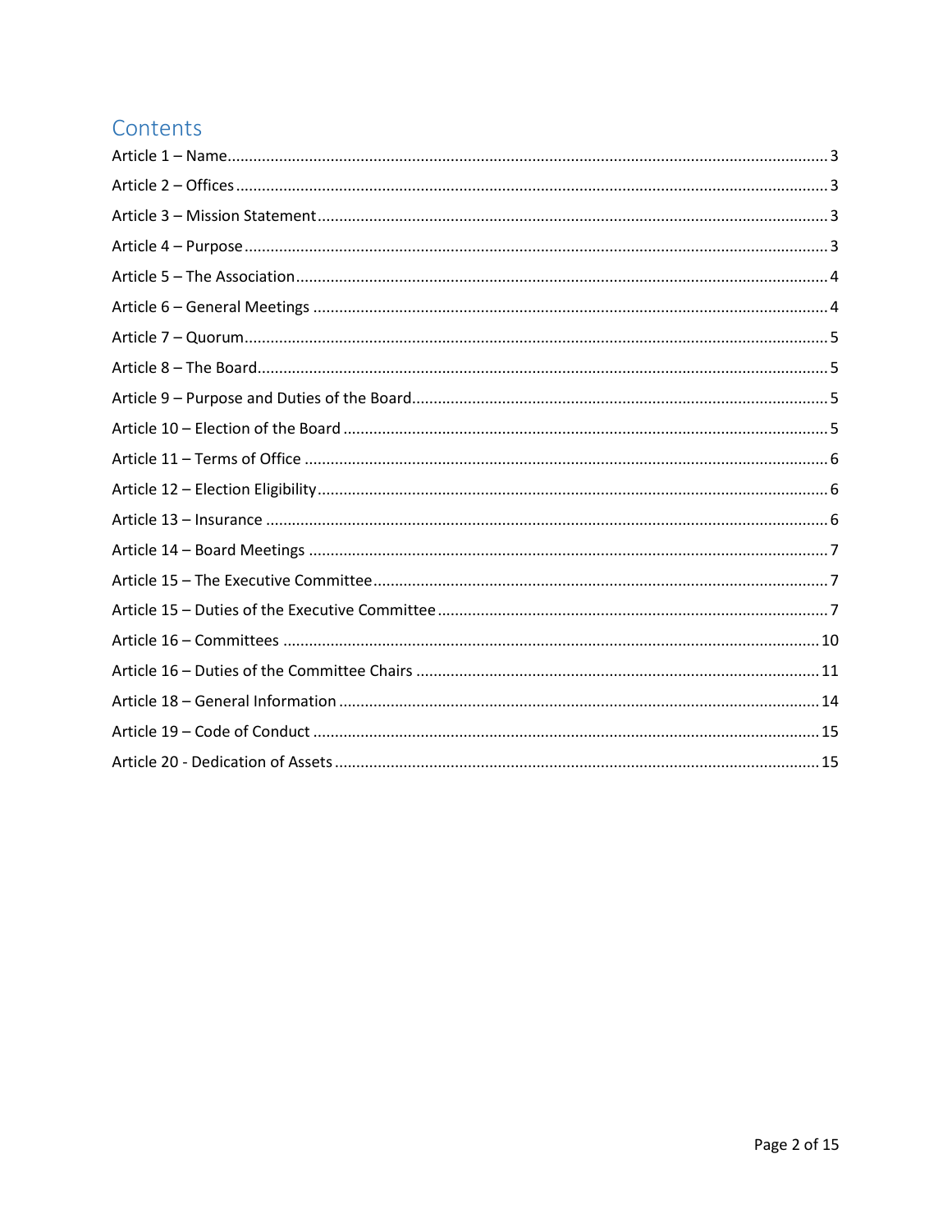## Contents

Article 1 – Name........................................................................................................................3
Article 2 – Offices......................................................................................................................3
Article 3 – Mission Statement...................................................................................................3
Article 4 – Purpose....................................................................................................................3
Article 5 – The Association........................................................................................................4
Article 6 – General Meetings ....................................................................................................4
Article 7 – Quorum....................................................................................................................5
Article 8 – The Board.................................................................................................................5
Article 9 – Purpose and Duties of the Board..............................................................................5
Article 10 – Election of the Board .............................................................................................5
Article 11 – Terms of Office ......................................................................................................6
Article 12 – Election Eligibility....................................................................................................6
Article 13 – Insurance ...............................................................................................................6
Article 14 – Board Meetings .....................................................................................................7
Article 15 – The Executive Committee.......................................................................................7
Article 15 – Duties of the Executive Committee........................................................................7
Article 16 – Committees .........................................................................................................10
Article 16 – Duties of the Committee Chairs ...........................................................................11
Article 18 – General Information ............................................................................................14
Article 19 – Code of Conduct ...................................................................................................15
Article 20 - Dedication of Assets ..............................................................................................15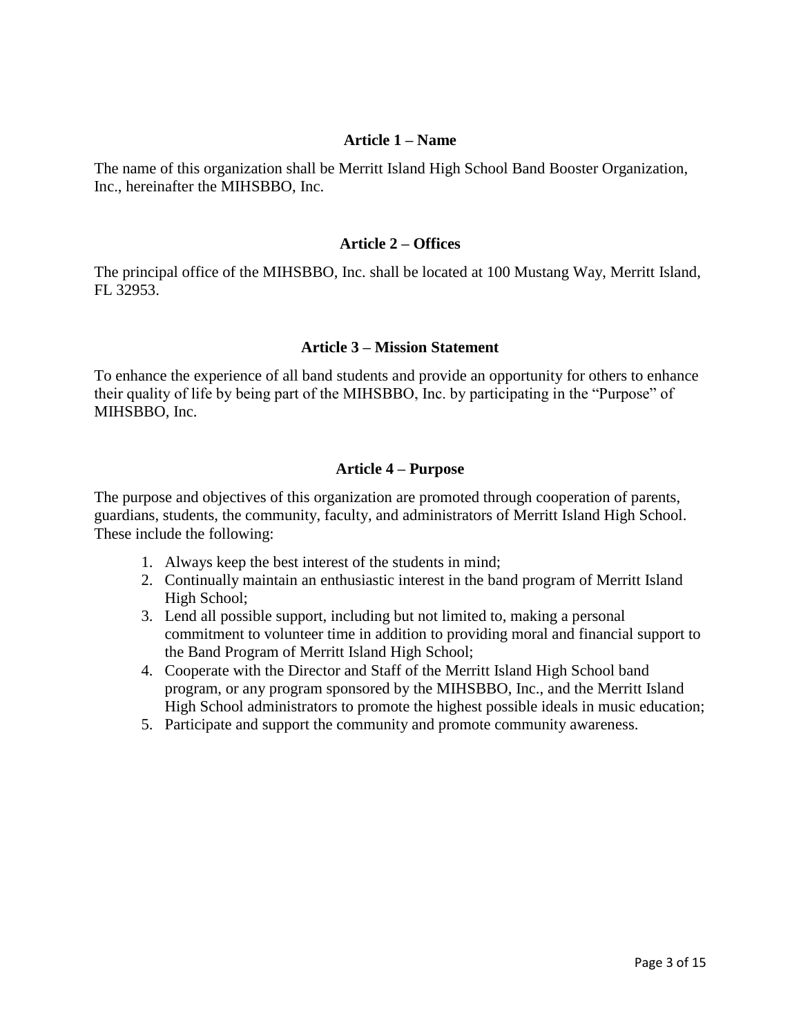## Article 1 – Name

The name of this organization shall be Merritt Island High School Band Booster Organization, Inc., hereinafter the MIHSBBO, Inc.

## Article 2 – Offices

The principal office of the MIHSBBO, Inc. shall be located at 100 Mustang Way, Merritt Island, FL 32953.

## Article 3 – Mission Statement

To enhance the experience of all band students and provide an opportunity for others to enhance their quality of life by being part of the MIHSBBO, Inc. by participating in the "Purpose" of MIHSBBO, Inc.

## Article 4 – Purpose

The purpose and objectives of this organization are promoted through cooperation of parents, guardians, students, the community, faculty, and administrators of Merritt Island High School. These include the following:

1. Always keep the best interest of the students in mind;
2. Continually maintain an enthusiastic interest in the band program of Merritt Island High School;
3. Lend all possible support, including but not limited to, making a personal commitment to volunteer time in addition to providing moral and financial support to the Band Program of Merritt Island High School;
4. Cooperate with the Director and Staff of the Merritt Island High School band program, or any program sponsored by the MIHSBBO, Inc., and the Merritt Island High School administrators to promote the highest possible ideals in music education;
5. Participate and support the community and promote community awareness.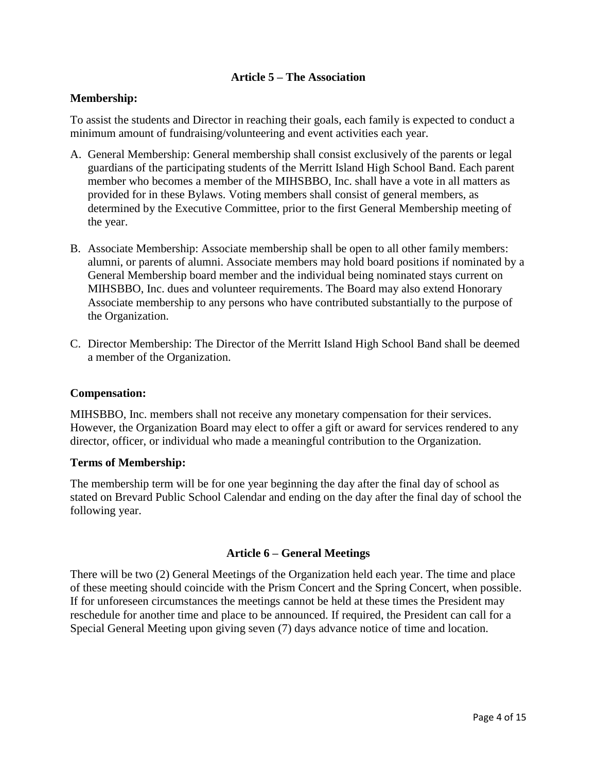## Article 5 – The Association

**Membership:**

To assist the students and Director in reaching their goals, each family is expected to conduct a minimum amount of fundraising/volunteering and event activities each year.

A. General Membership: General membership shall consist exclusively of the parents or legal guardians of the participating students of the Merritt Island High School Band. Each parent member who becomes a member of the MIHSBBO, Inc. shall have a vote in all matters as provided for in these Bylaws. Voting members shall consist of general members, as determined by the Executive Committee, prior to the first General Membership meeting of the year.

B. Associate Membership: Associate membership shall be open to all other family members: alumni, or parents of alumni. Associate members may hold board positions if nominated by a General Membership board member and the individual being nominated stays current on MIHSBBO, Inc. dues and volunteer requirements. The Board may also extend Honorary Associate membership to any persons who have contributed substantially to the purpose of the Organization.

C. Director Membership: The Director of the Merritt Island High School Band shall be deemed a member of the Organization.

**Compensation:**

MIHSBBO, Inc. members shall not receive any monetary compensation for their services. However, the Organization Board may elect to offer a gift or award for services rendered to any director, officer, or individual who made a meaningful contribution to the Organization.

**Terms of Membership:**

The membership term will be for one year beginning the day after the final day of school as stated on Brevard Public School Calendar and ending on the day after the final day of school the following year.

## Article 6 – General Meetings

There will be two (2) General Meetings of the Organization held each year. The time and place of these meeting should coincide with the Prism Concert and the Spring Concert, when possible. If for unforeseen circumstances the meetings cannot be held at these times the President may reschedule for another time and place to be announced. If required, the President can call for a Special General Meeting upon giving seven (7) days advance notice of time and location.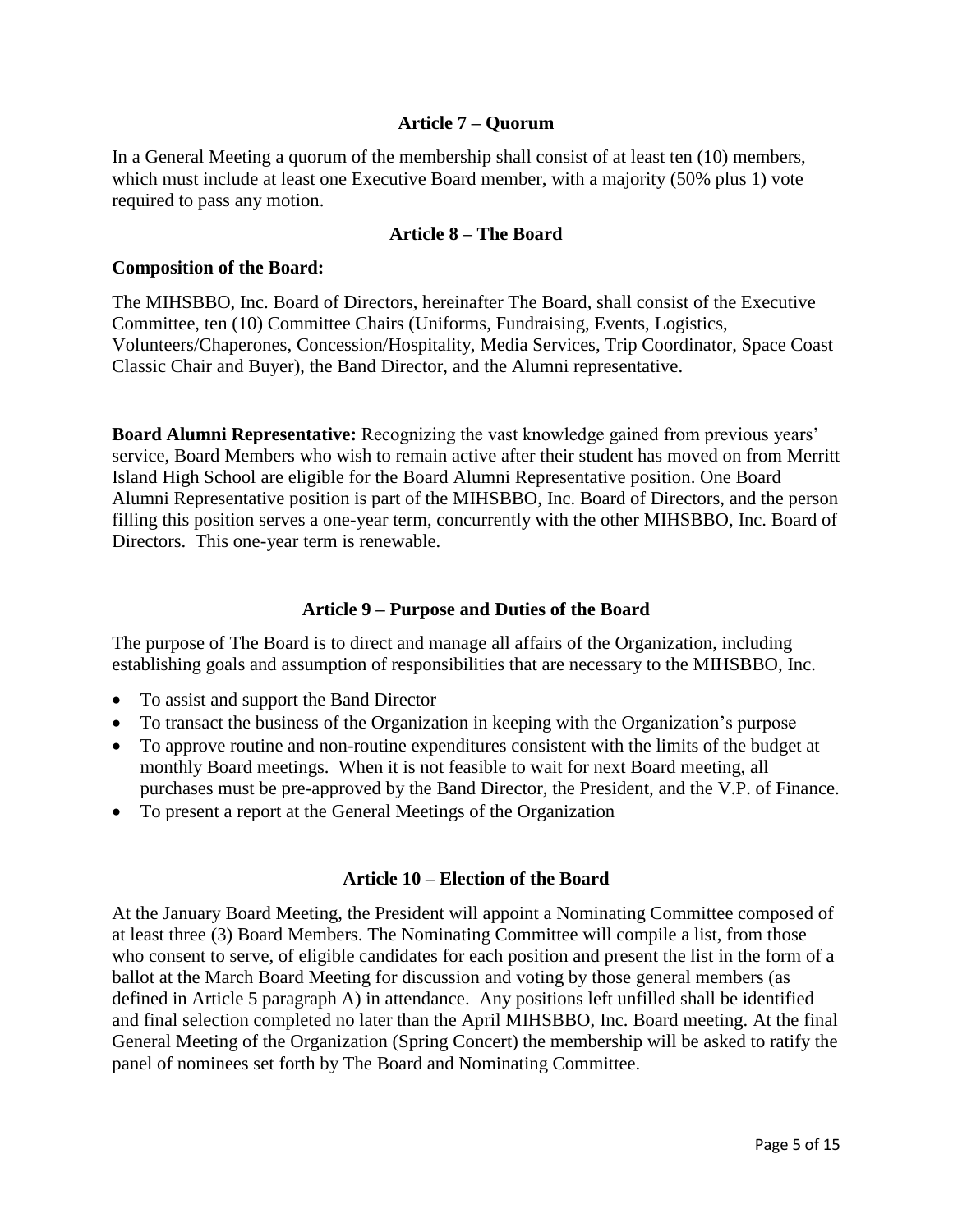## Article 7 – Quorum

In a General Meeting a quorum of the membership shall consist of at least ten (10) members, which must include at least one Executive Board member, with a majority (50% plus 1) vote required to pass any motion.

## Article 8 – The Board

**Composition of the Board:**

The MIHSBBO, Inc. Board of Directors, hereinafter The Board, shall consist of the Executive Committee, ten (10) Committee Chairs (Uniforms, Fundraising, Events, Logistics, Volunteers/Chaperones, Concession/Hospitality, Media Services, Trip Coordinator, Space Coast Classic Chair and Buyer), the Band Director, and the Alumni representative.

**Board Alumni Representative:** Recognizing the vast knowledge gained from previous years' service, Board Members who wish to remain active after their student has moved on from Merritt Island High School are eligible for the Board Alumni Representative position. One Board Alumni Representative position is part of the MIHSBBO, Inc. Board of Directors, and the person filling this position serves a one-year term, concurrently with the other MIHSBBO, Inc. Board of Directors. This one-year term is renewable.

## Article 9 – Purpose and Duties of the Board

The purpose of The Board is to direct and manage all affairs of the Organization, including establishing goals and assumption of responsibilities that are necessary to the MIHSBBO, Inc.

- To assist and support the Band Director
- To transact the business of the Organization in keeping with the Organization's purpose
- To approve routine and non-routine expenditures consistent with the limits of the budget at monthly Board meetings. When it is not feasible to wait for next Board meeting, all purchases must be pre-approved by the Band Director, the President, and the V.P. of Finance.
- To present a report at the General Meetings of the Organization

## Article 10 – Election of the Board

At the January Board Meeting, the President will appoint a Nominating Committee composed of at least three (3) Board Members. The Nominating Committee will compile a list, from those who consent to serve, of eligible candidates for each position and present the list in the form of a ballot at the March Board Meeting for discussion and voting by those general members (as defined in Article 5 paragraph A) in attendance. Any positions left unfilled shall be identified and final selection completed no later than the April MIHSBBO, Inc. Board meeting. At the final General Meeting of the Organization (Spring Concert) the membership will be asked to ratify the panel of nominees set forth by The Board and Nominating Committee.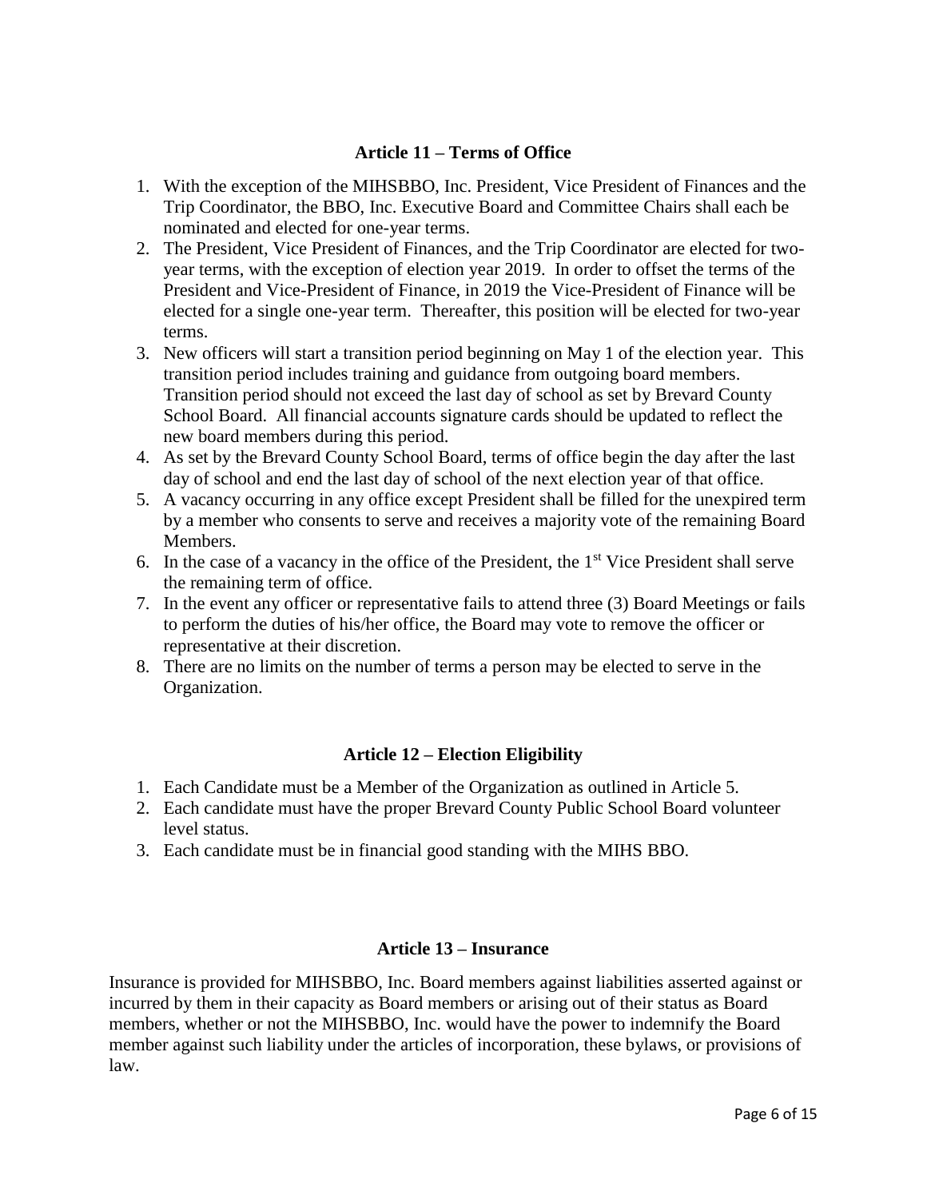## Article 11 – Terms of Office

1. With the exception of the MIHSBBO, Inc. President, Vice President of Finances and the Trip Coordinator, the BBO, Inc. Executive Board and Committee Chairs shall each be nominated and elected for one-year terms.
2. The President, Vice President of Finances, and the Trip Coordinator are elected for two-year terms, with the exception of election year 2019. In order to offset the terms of the President and Vice-President of Finance, in 2019 the Vice-President of Finance will be elected for a single one-year term. Thereafter, this position will be elected for two-year terms.
3. New officers will start a transition period beginning on May 1 of the election year. This transition period includes training and guidance from outgoing board members. Transition period should not exceed the last day of school as set by Brevard County School Board. All financial accounts signature cards should be updated to reflect the new board members during this period.
4. As set by the Brevard County School Board, terms of office begin the day after the last day of school and end the last day of school of the next election year of that office.
5. A vacancy occurring in any office except President shall be filled for the unexpired term by a member who consents to serve and receives a majority vote of the remaining Board Members.
6. In the case of a vacancy in the office of the President, the 1st Vice President shall serve the remaining term of office.
7. In the event any officer or representative fails to attend three (3) Board Meetings or fails to perform the duties of his/her office, the Board may vote to remove the officer or representative at their discretion.
8. There are no limits on the number of terms a person may be elected to serve in the Organization.

## Article 12 – Election Eligibility

1. Each Candidate must be a Member of the Organization as outlined in Article 5.
2. Each candidate must have the proper Brevard County Public School Board volunteer level status.
3. Each candidate must be in financial good standing with the MIHS BBO.

## Article 13 – Insurance

Insurance is provided for MIHSBBO, Inc. Board members against liabilities asserted against or incurred by them in their capacity as Board members or arising out of their status as Board members, whether or not the MIHSBBO, Inc. would have the power to indemnify the Board member against such liability under the articles of incorporation, these bylaws, or provisions of law.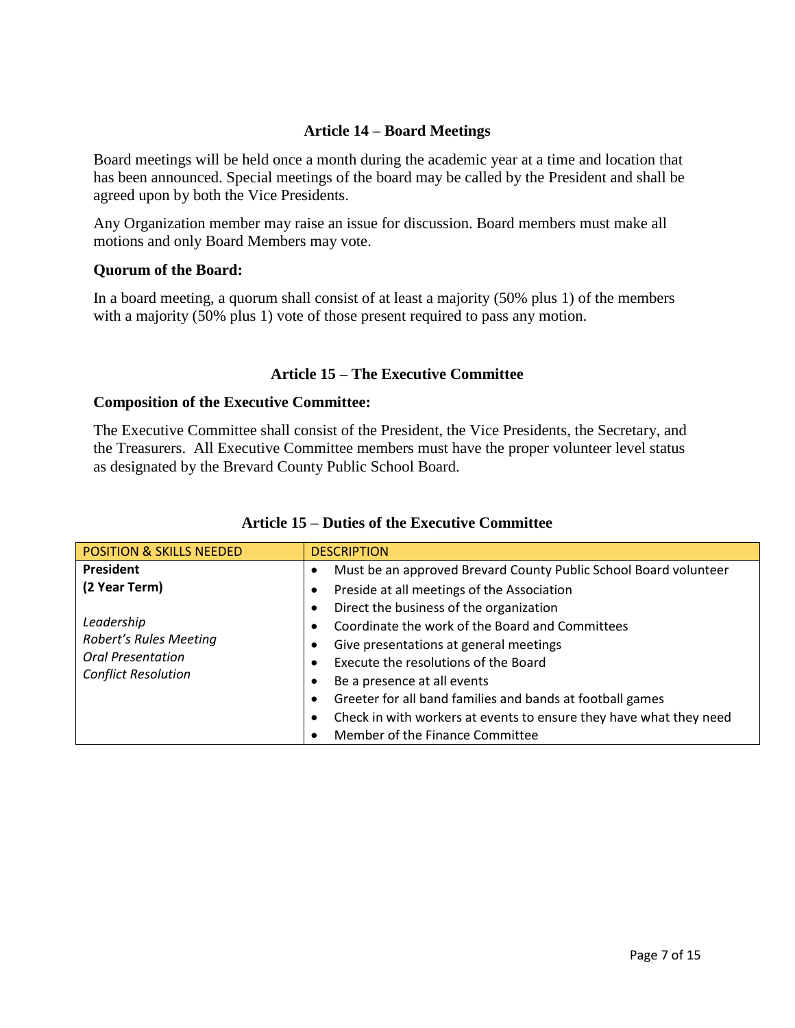## Article 14 – Board Meetings

Board meetings will be held once a month during the academic year at a time and location that has been announced. Special meetings of the board may be called by the President and shall be agreed upon by both the Vice Presidents.

Any Organization member may raise an issue for discussion. Board members must make all motions and only Board Members may vote.

**Quorum of the Board:**

In a board meeting, a quorum shall consist of at least a majority (50% plus 1) of the members with a majority (50% plus 1) vote of those present required to pass any motion.

## Article 15 – The Executive Committee

**Composition of the Executive Committee:**

The Executive Committee shall consist of the President, the Vice Presidents, the Secretary, and the Treasurers. All Executive Committee members must have the proper volunteer level status as designated by the Brevard County Public School Board.

## Article 15 – Duties of the Executive Committee

| POSITION & SKILLS NEEDED | DESCRIPTION |
|---|---|
| **President**<br>**(2 Year Term)**<br><br>*Leadership*<br>*Robert's Rules Meeting*<br>*Oral Presentation*<br>*Conflict Resolution* | • Must be an approved Brevard County Public School Board volunteer<br>• Preside at all meetings of the Association<br>• Direct the business of the organization<br>• Coordinate the work of the Board and Committees<br>• Give presentations at general meetings<br>• Execute the resolutions of the Board<br>• Be a presence at all events<br>• Greeter for all band families and bands at football games<br>• Check in with workers at events to ensure they have what they need<br>• Member of the Finance Committee |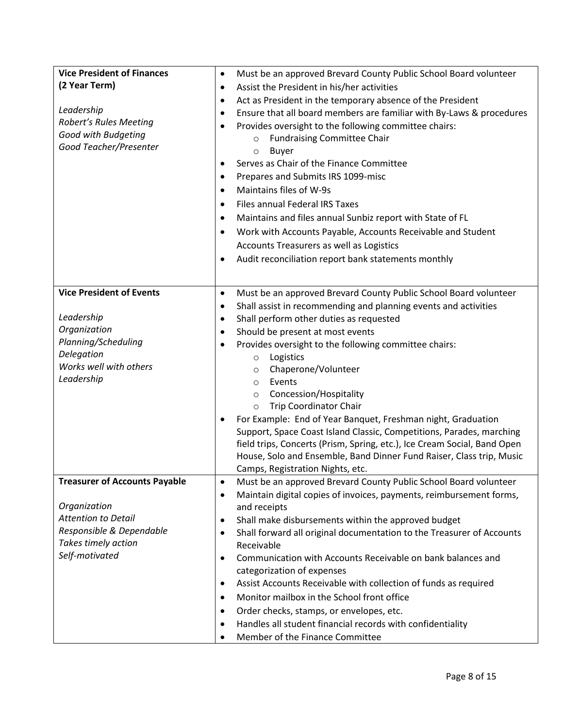| | |
|---|---|
| **Vice President of Finances (2 Year Term)**<br><br>*Leadership*<br>*Robert's Rules Meeting*<br>*Good with Budgeting*<br>*Good Teacher/Presenter* | • Must be an approved Brevard County Public School Board volunteer<br>• Assist the President in his/her activities<br>• Act as President in the temporary absence of the President<br>• Ensure that all board members are familiar with By-Laws & procedures<br>• Provides oversight to the following committee chairs:<br>&nbsp;&nbsp;&nbsp;&nbsp;o Fundraising Committee Chair<br>&nbsp;&nbsp;&nbsp;&nbsp;o Buyer<br>• Serves as Chair of the Finance Committee<br>• Prepares and Submits IRS 1099-misc<br>• Maintains files of W-9s<br>• Files annual Federal IRS Taxes<br>• Maintains and files annual Sunbiz report with State of FL<br>• Work with Accounts Payable, Accounts Receivable and Student Accounts Treasurers as well as Logistics<br>• Audit reconciliation report bank statements monthly |
| **Vice President of Events**<br><br>*Leadership*<br>*Organization*<br>*Planning/Scheduling*<br>*Delegation*<br>*Works well with others*<br>*Leadership* | • Must be an approved Brevard County Public School Board volunteer<br>• Shall assist in recommending and planning events and activities<br>• Shall perform other duties as requested<br>• Should be present at most events<br>• Provides oversight to the following committee chairs:<br>&nbsp;&nbsp;&nbsp;&nbsp;o Logistics<br>&nbsp;&nbsp;&nbsp;&nbsp;o Chaperone/Volunteer<br>&nbsp;&nbsp;&nbsp;&nbsp;o Events<br>&nbsp;&nbsp;&nbsp;&nbsp;o Concession/Hospitality<br>&nbsp;&nbsp;&nbsp;&nbsp;o Trip Coordinator Chair<br>• For Example: End of Year Banquet, Freshman night, Graduation Support, Space Coast Island Classic, Competitions, Parades, marching field trips, Concerts (Prism, Spring, etc.), Ice Cream Social, Band Open House, Solo and Ensemble, Band Dinner Fund Raiser, Class trip, Music Camps, Registration Nights, etc. |
| **Treasurer of Accounts Payable**<br><br>*Organization*<br>*Attention to Detail*<br>*Responsible & Dependable*<br>*Takes timely action*<br>*Self-motivated* | • Must be an approved Brevard County Public School Board volunteer<br>• Maintain digital copies of invoices, payments, reimbursement forms, and receipts<br>• Shall make disbursements within the approved budget<br>• Shall forward all original documentation to the Treasurer of Accounts Receivable<br>• Communication with Accounts Receivable on bank balances and categorization of expenses<br>• Assist Accounts Receivable with collection of funds as required<br>• Monitor mailbox in the School front office<br>• Order checks, stamps, or envelopes, etc.<br>• Handles all student financial records with confidentiality<br>• Member of the Finance Committee |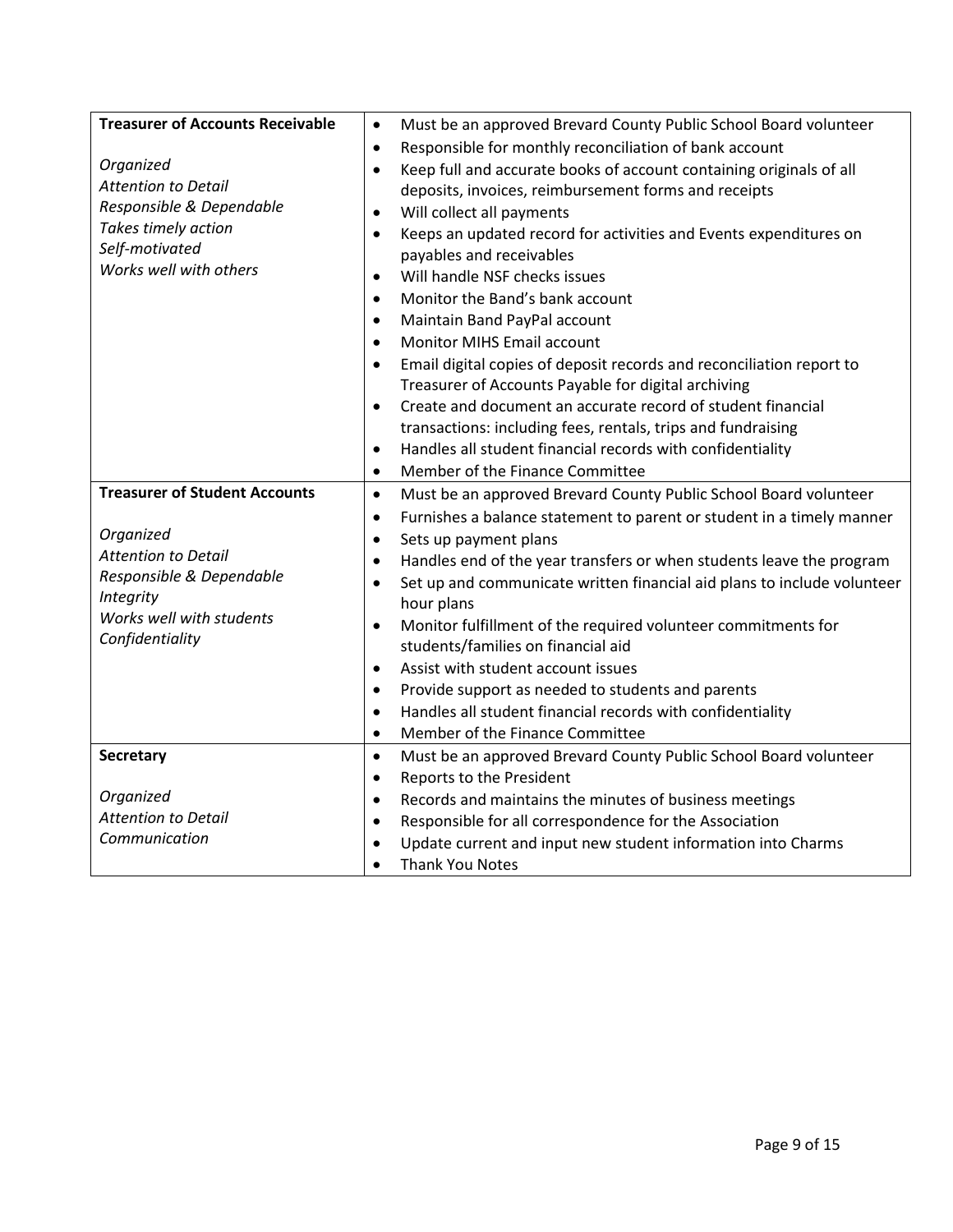| | |
|---|---|
| **Treasurer of Accounts Receivable**<br><br>*Organized*<br>*Attention to Detail*<br>*Responsible & Dependable*<br>*Takes timely action*<br>*Self-motivated*<br>*Works well with others* | • Must be an approved Brevard County Public School Board volunteer<br>• Responsible for monthly reconciliation of bank account<br>• Keep full and accurate books of account containing originals of all deposits, invoices, reimbursement forms and receipts<br>• Will collect all payments<br>• Keeps an updated record for activities and Events expenditures on payables and receivables<br>• Will handle NSF checks issues<br>• Monitor the Band's bank account<br>• Maintain Band PayPal account<br>• Monitor MIHS Email account<br>• Email digital copies of deposit records and reconciliation report to Treasurer of Accounts Payable for digital archiving<br>• Create and document an accurate record of student financial transactions: including fees, rentals, trips and fundraising<br>• Handles all student financial records with confidentiality<br>• Member of the Finance Committee |
| **Treasurer of Student Accounts**<br><br>*Organized*<br>*Attention to Detail*<br>*Responsible & Dependable*<br>*Integrity*<br>*Works well with students*<br>*Confidentiality* | • Must be an approved Brevard County Public School Board volunteer<br>• Furnishes a balance statement to parent or student in a timely manner<br>• Sets up payment plans<br>• Handles end of the year transfers or when students leave the program<br>• Set up and communicate written financial aid plans to include volunteer hour plans<br>• Monitor fulfillment of the required volunteer commitments for students/families on financial aid<br>• Assist with student account issues<br>• Provide support as needed to students and parents<br>• Handles all student financial records with confidentiality<br>• Member of the Finance Committee |
| **Secretary**<br><br>*Organized*<br>*Attention to Detail*<br>*Communication* | • Must be an approved Brevard County Public School Board volunteer<br>• Reports to the President<br>• Records and maintains the minutes of business meetings<br>• Responsible for all correspondence for the Association<br>• Update current and input new student information into Charms<br>• Thank You Notes |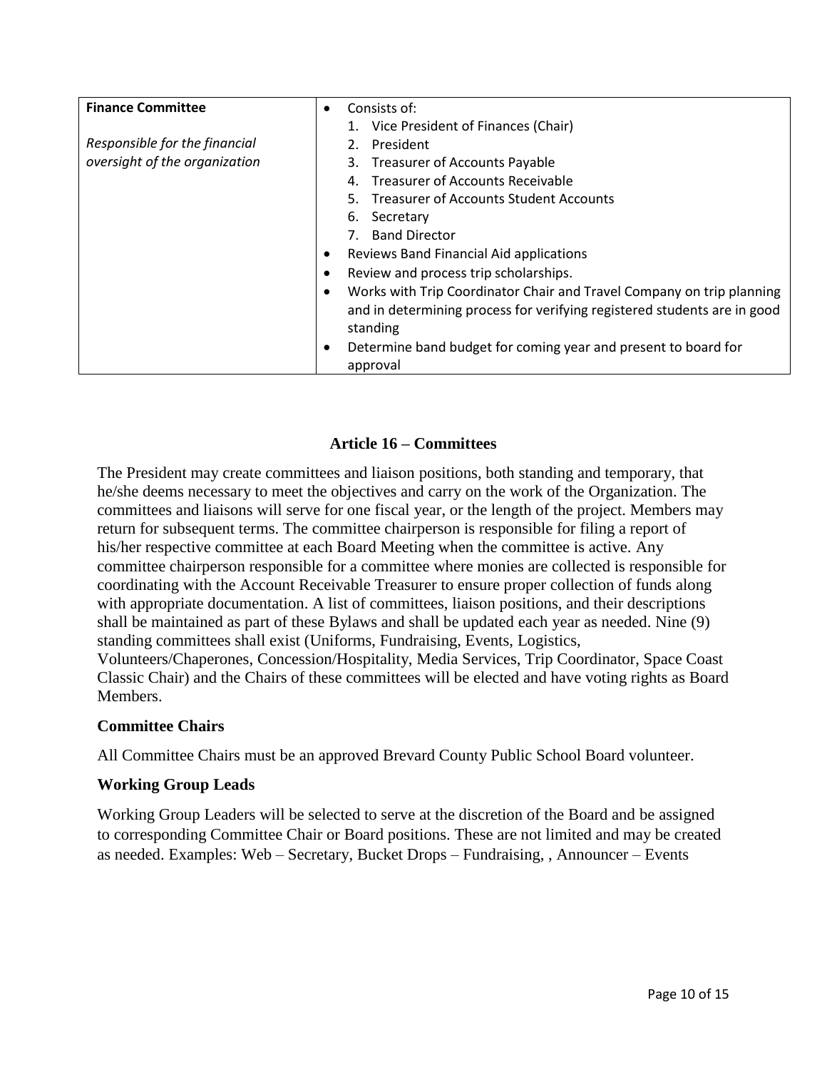| **Finance Committee**<br><br>*Responsible for the financial oversight of the organization* | • Consists of:<br>1. Vice President of Finances (Chair)<br>2. President<br>3. Treasurer of Accounts Payable<br>4. Treasurer of Accounts Receivable<br>5. Treasurer of Accounts Student Accounts<br>6. Secretary<br>7. Band Director<br>• Reviews Band Financial Aid applications<br>• Review and process trip scholarships.<br>• Works with Trip Coordinator Chair and Travel Company on trip planning and in determining process for verifying registered students are in good standing<br>• Determine band budget for coming year and present to board for approval |
|---|---|

## Article 16 – Committees

The President may create committees and liaison positions, both standing and temporary, that he/she deems necessary to meet the objectives and carry on the work of the Organization. The committees and liaisons will serve for one fiscal year, or the length of the project. Members may return for subsequent terms. The committee chairperson is responsible for filing a report of his/her respective committee at each Board Meeting when the committee is active. Any committee chairperson responsible for a committee where monies are collected is responsible for coordinating with the Account Receivable Treasurer to ensure proper collection of funds along with appropriate documentation. A list of committees, liaison positions, and their descriptions shall be maintained as part of these Bylaws and shall be updated each year as needed. Nine (9) standing committees shall exist (Uniforms, Fundraising, Events, Logistics, Volunteers/Chaperones, Concession/Hospitality, Media Services, Trip Coordinator, Space Coast Classic Chair) and the Chairs of these committees will be elected and have voting rights as Board Members.

### Committee Chairs

All Committee Chairs must be an approved Brevard County Public School Board volunteer.

### Working Group Leads

Working Group Leaders will be selected to serve at the discretion of the Board and be assigned to corresponding Committee Chair or Board positions. These are not limited and may be created as needed. Examples: Web – Secretary, Bucket Drops – Fundraising, , Announcer – Events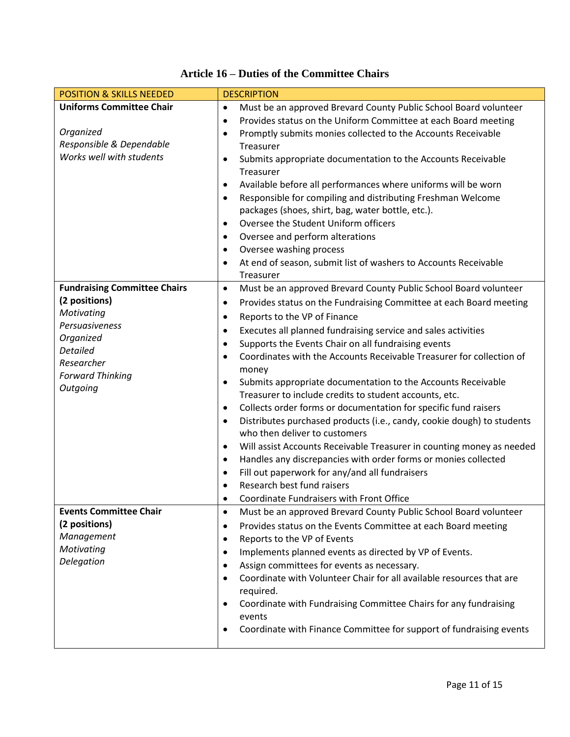# Article 16 – Duties of the Committee Chairs

| POSITION & SKILLS NEEDED | DESCRIPTION |
| --- | --- |
| **Uniforms Committee Chair**<br><br>*Organized*<br>*Responsible & Dependable*<br>*Works well with students* | • Must be an approved Brevard County Public School Board volunteer<br>• Provides status on the Uniform Committee at each Board meeting<br>• Promptly submits monies collected to the Accounts Receivable Treasurer<br>• Submits appropriate documentation to the Accounts Receivable Treasurer<br>• Available before all performances where uniforms will be worn<br>• Responsible for compiling and distributing Freshman Welcome packages (shoes, shirt, bag, water bottle, etc.).<br>• Oversee the Student Uniform officers<br>• Oversee and perform alterations<br>• Oversee washing process<br>• At end of season, submit list of washers to Accounts Receivable Treasurer |
| **Fundraising Committee Chairs (2 positions)**<br>*Motivating*<br>*Persuasiveness*<br>*Organized*<br>*Detailed*<br>*Researcher*<br>*Forward Thinking*<br>*Outgoing* | • Must be an approved Brevard County Public School Board volunteer<br>• Provides status on the Fundraising Committee at each Board meeting<br>• Reports to the VP of Finance<br>• Executes all planned fundraising service and sales activities<br>• Supports the Events Chair on all fundraising events<br>• Coordinates with the Accounts Receivable Treasurer for collection of money<br>• Submits appropriate documentation to the Accounts Receivable Treasurer to include credits to student accounts, etc.<br>• Collects order forms or documentation for specific fund raisers<br>• Distributes purchased products (i.e., candy, cookie dough) to students who then deliver to customers<br>• Will assist Accounts Receivable Treasurer in counting money as needed<br>• Handles any discrepancies with order forms or monies collected<br>• Fill out paperwork for any/and all fundraisers<br>• Research best fund raisers<br>• Coordinate Fundraisers with Front Office |
| **Events Committee Chair (2 positions)**<br>*Management*<br>*Motivating*<br>*Delegation* | • Must be an approved Brevard County Public School Board volunteer<br>• Provides status on the Events Committee at each Board meeting<br>• Reports to the VP of Events<br>• Implements planned events as directed by VP of Events.<br>• Assign committees for events as necessary.<br>• Coordinate with Volunteer Chair for all available resources that are required.<br>• Coordinate with Fundraising Committee Chairs for any fundraising events<br>• Coordinate with Finance Committee for support of fundraising events |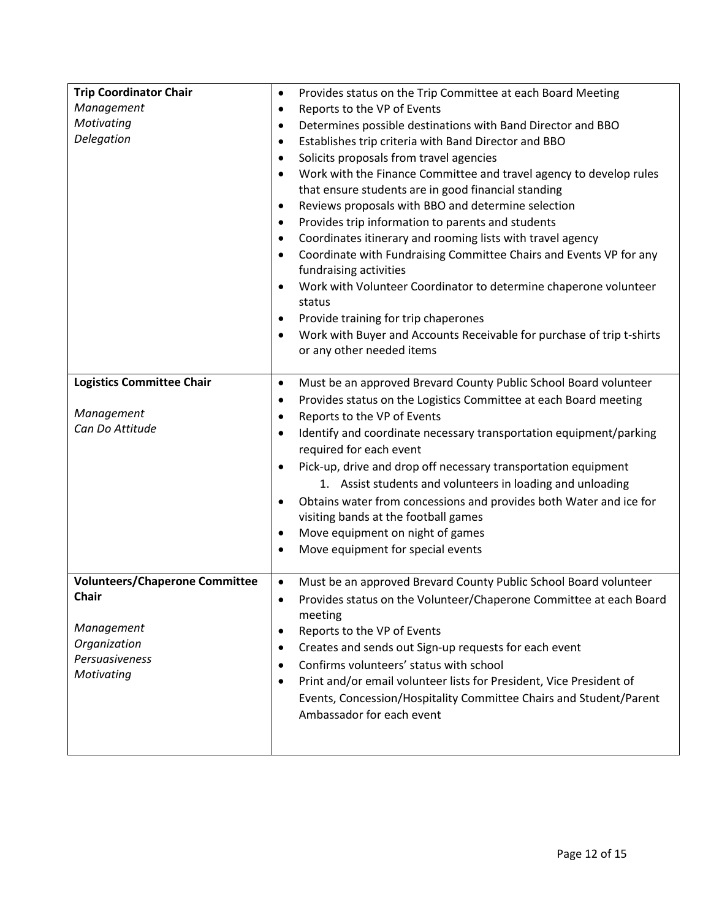| | |
|---|---|
| **Trip Coordinator Chair**<br>*Management*<br>*Motivating*<br>*Delegation* | • Provides status on the Trip Committee at each Board Meeting<br>• Reports to the VP of Events<br>• Determines possible destinations with Band Director and BBO<br>• Establishes trip criteria with Band Director and BBO<br>• Solicits proposals from travel agencies<br>• Work with the Finance Committee and travel agency to develop rules that ensure students are in good financial standing<br>• Reviews proposals with BBO and determine selection<br>• Provides trip information to parents and students<br>• Coordinates itinerary and rooming lists with travel agency<br>• Coordinate with Fundraising Committee Chairs and Events VP for any fundraising activities<br>• Work with Volunteer Coordinator to determine chaperone volunteer status<br>• Provide training for trip chaperones<br>• Work with Buyer and Accounts Receivable for purchase of trip t-shirts or any other needed items |
| **Logistics Committee Chair**<br><br>*Management*<br>*Can Do Attitude* | • Must be an approved Brevard County Public School Board volunteer<br>• Provides status on the Logistics Committee at each Board meeting<br>• Reports to the VP of Events<br>• Identify and coordinate necessary transportation equipment/parking required for each event<br>• Pick-up, drive and drop off necessary transportation equipment<br>&nbsp;&nbsp;&nbsp;&nbsp;1. Assist students and volunteers in loading and unloading<br>• Obtains water from concessions and provides both Water and ice for visiting bands at the football games<br>• Move equipment on night of games<br>• Move equipment for special events |
| **Volunteers/Chaperone Committee Chair**<br><br>*Management*<br>*Organization*<br>*Persuasiveness*<br>*Motivating* | • Must be an approved Brevard County Public School Board volunteer<br>• Provides status on the Volunteer/Chaperone Committee at each Board meeting<br>• Reports to the VP of Events<br>• Creates and sends out Sign-up requests for each event<br>• Confirms volunteers' status with school<br>• Print and/or email volunteer lists for President, Vice President of Events, Concession/Hospitality Committee Chairs and Student/Parent Ambassador for each event |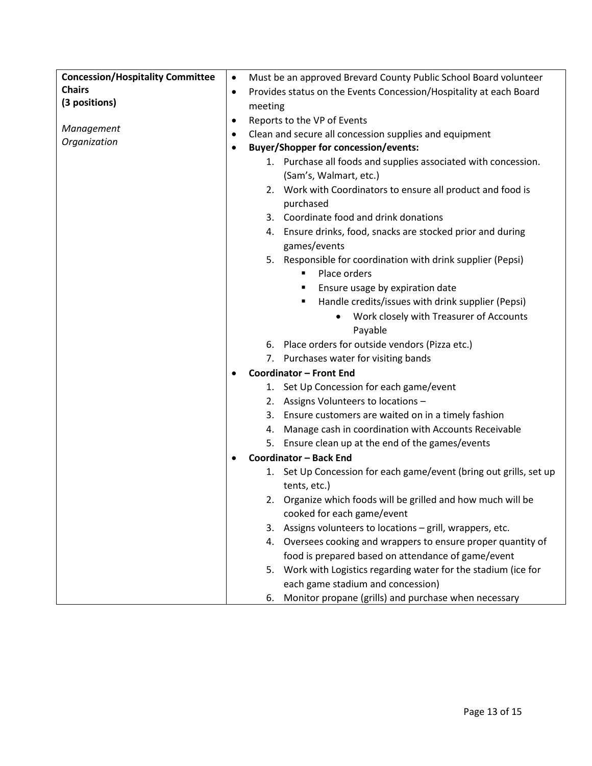| **Concession/Hospitality Committee Chairs (3 positions)**<br><br>*Management Organization* | • Must be an approved Brevard County Public School Board volunteer<br>• Provides status on the Events Concession/Hospitality at each Board meeting<br>• Reports to the VP of Events<br>• Clean and secure all concession supplies and equipment<br>• **Buyer/Shopper for concession/events:**<br>  1. Purchase all foods and supplies associated with concession. (Sam's, Walmart, etc.)<br>  2. Work with Coordinators to ensure all product and food is purchased<br>  3. Coordinate food and drink donations<br>  4. Ensure drinks, food, snacks are stocked prior and during games/events<br>  5. Responsible for coordination with drink supplier (Pepsi)<br>    ▪ Place orders<br>    ▪ Ensure usage by expiration date<br>    ▪ Handle credits/issues with drink supplier (Pepsi)<br>      • Work closely with Treasurer of Accounts Payable<br>  6. Place orders for outside vendors (Pizza etc.)<br>  7. Purchases water for visiting bands<br>• **Coordinator – Front End**<br>  1. Set Up Concession for each game/event<br>  2. Assigns Volunteers to locations –<br>  3. Ensure customers are waited on in a timely fashion<br>  4. Manage cash in coordination with Accounts Receivable<br>  5. Ensure clean up at the end of the games/events<br>• **Coordinator – Back End**<br>  1. Set Up Concession for each game/event (bring out grills, set up tents, etc.)<br>  2. Organize which foods will be grilled and how much will be cooked for each game/event<br>  3. Assigns volunteers to locations – grill, wrappers, etc.<br>  4. Oversees cooking and wrappers to ensure proper quantity of food is prepared based on attendance of game/event<br>  5. Work with Logistics regarding water for the stadium (ice for each game stadium and concession)<br>  6. Monitor propane (grills) and purchase when necessary |
|---|---|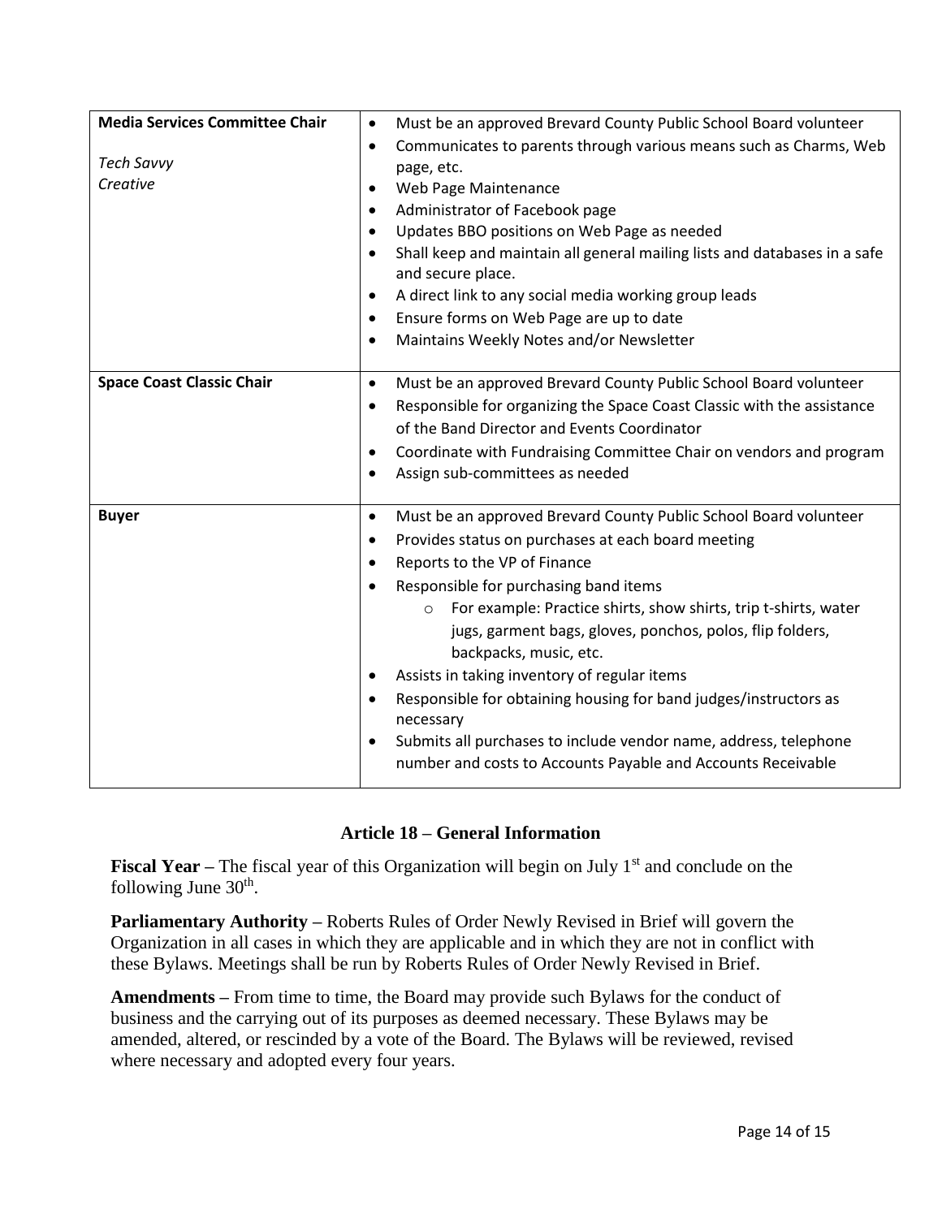| | |
|---|---|
| **Media Services Committee Chair**<br><br>*Tech Savvy*<br>*Creative* | • Must be an approved Brevard County Public School Board volunteer<br>• Communicates to parents through various means such as Charms, Web page, etc.<br>• Web Page Maintenance<br>• Administrator of Facebook page<br>• Updates BBO positions on Web Page as needed<br>• Shall keep and maintain all general mailing lists and databases in a safe and secure place.<br>• A direct link to any social media working group leads<br>• Ensure forms on Web Page are up to date<br>• Maintains Weekly Notes and/or Newsletter |
| **Space Coast Classic Chair** | • Must be an approved Brevard County Public School Board volunteer<br>• Responsible for organizing the Space Coast Classic with the assistance of the Band Director and Events Coordinator<br>• Coordinate with Fundraising Committee Chair on vendors and program<br>• Assign sub-committees as needed |
| **Buyer** | • Must be an approved Brevard County Public School Board volunteer<br>• Provides status on purchases at each board meeting<br>• Reports to the VP of Finance<br>• Responsible for purchasing band items<br>  ○ For example: Practice shirts, show shirts, trip t-shirts, water jugs, garment bags, gloves, ponchos, polos, flip folders, backpacks, music, etc.<br>• Assists in taking inventory of regular items<br>• Responsible for obtaining housing for band judges/instructors as necessary<br>• Submits all purchases to include vendor name, address, telephone number and costs to Accounts Payable and Accounts Receivable |

## Article 18 – General Information

**Fiscal Year –** The fiscal year of this Organization will begin on July 1st and conclude on the following June 30th.

**Parliamentary Authority –** Roberts Rules of Order Newly Revised in Brief will govern the Organization in all cases in which they are applicable and in which they are not in conflict with these Bylaws. Meetings shall be run by Roberts Rules of Order Newly Revised in Brief.

**Amendments –** From time to time, the Board may provide such Bylaws for the conduct of business and the carrying out of its purposes as deemed necessary. These Bylaws may be amended, altered, or rescinded by a vote of the Board. The Bylaws will be reviewed, revised where necessary and adopted every four years.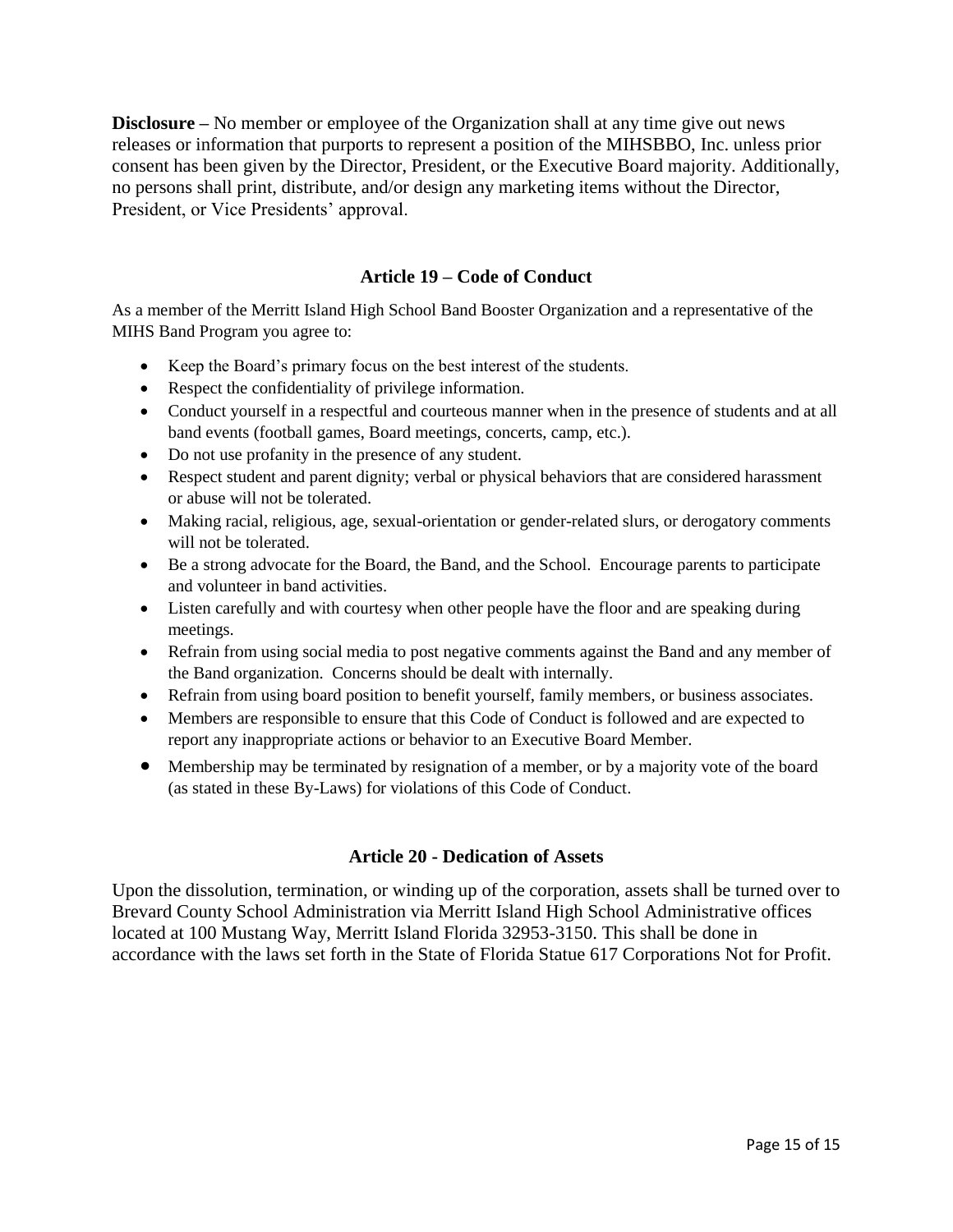**Disclosure –** No member or employee of the Organization shall at any time give out news releases or information that purports to represent a position of the MIHSBBO, Inc. unless prior consent has been given by the Director, President, or the Executive Board majority. Additionally, no persons shall print, distribute, and/or design any marketing items without the Director, President, or Vice Presidents' approval.

## Article 19 – Code of Conduct

As a member of the Merritt Island High School Band Booster Organization and a representative of the MIHS Band Program you agree to:

- Keep the Board's primary focus on the best interest of the students.
- Respect the confidentiality of privilege information.
- Conduct yourself in a respectful and courteous manner when in the presence of students and at all band events (football games, Board meetings, concerts, camp, etc.).
- Do not use profanity in the presence of any student.
- Respect student and parent dignity; verbal or physical behaviors that are considered harassment or abuse will not be tolerated.
- Making racial, religious, age, sexual-orientation or gender-related slurs, or derogatory comments will not be tolerated.
- Be a strong advocate for the Board, the Band, and the School. Encourage parents to participate and volunteer in band activities.
- Listen carefully and with courtesy when other people have the floor and are speaking during meetings.
- Refrain from using social media to post negative comments against the Band and any member of the Band organization. Concerns should be dealt with internally.
- Refrain from using board position to benefit yourself, family members, or business associates.
- Members are responsible to ensure that this Code of Conduct is followed and are expected to report any inappropriate actions or behavior to an Executive Board Member.
- Membership may be terminated by resignation of a member, or by a majority vote of the board (as stated in these By-Laws) for violations of this Code of Conduct.

## Article 20 - Dedication of Assets

Upon the dissolution, termination, or winding up of the corporation, assets shall be turned over to Brevard County School Administration via Merritt Island High School Administrative offices located at 100 Mustang Way, Merritt Island Florida 32953-3150. This shall be done in accordance with the laws set forth in the State of Florida Statue 617 Corporations Not for Profit.